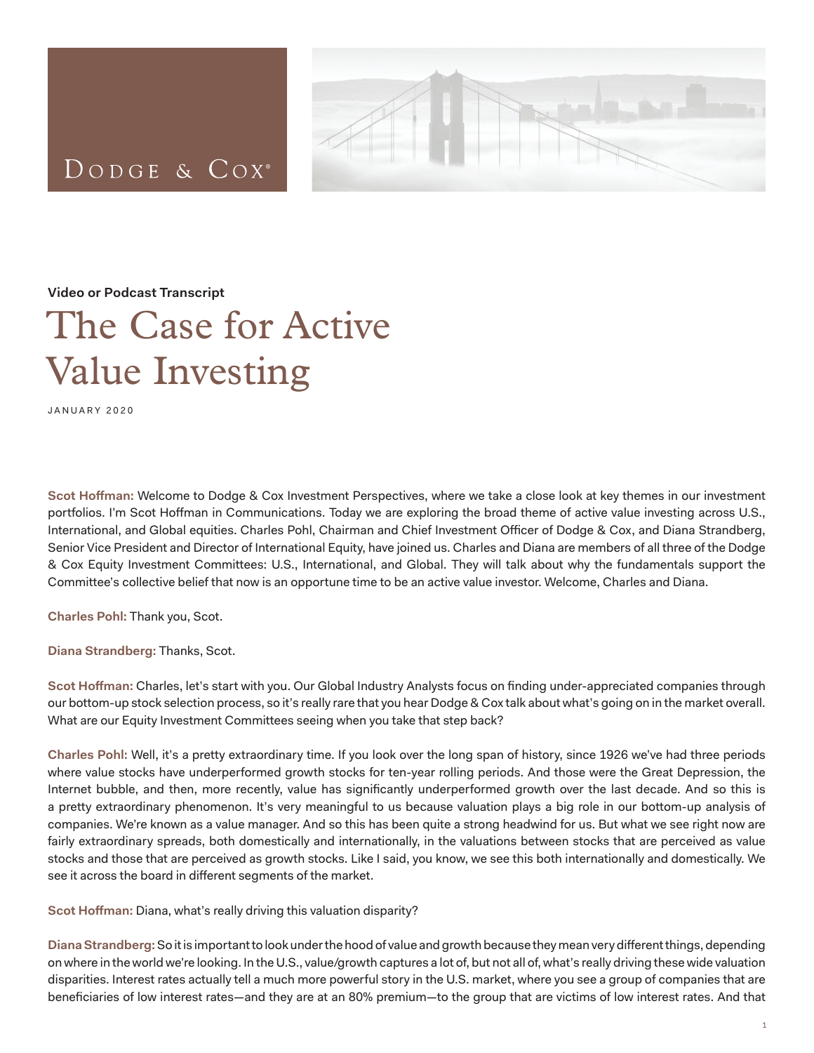Dodge & Cox®

Video or Podcast Transcript

# The Case for Active Value Investing

JANUARY 2020

**Scot Hoffman:** Welcome to Dodge & Cox Investment Perspectives, where we take a close look at key themes in our investment portfolios. I'm Scot Hoffman in Communications. Today we are exploring the broad theme of active value investing across U.S., International, and Global equities. Charles Pohl, Chairman and Chief Investment Officer of Dodge & Cox, and Diana Strandberg, Senior Vice President and Director of International Equity, have joined us. Charles and Diana are members of all three of the Dodge & Cox Equity Investment Committees: U.S., International, and Global. They will talk about why the fundamentals support the Committee's collective belief that now is an opportune time to be an active value investor. Welcome, Charles and Diana.

**Charles Pohl:** Thank you, Scot.

**Diana Strandberg:** Thanks, Scot.

**Scot Hoffman:** Charles, let's start with you. Our Global Industry Analysts focus on finding under-appreciated companies through our bottom-up stock selection process, so it's really rare that you hear Dodge & Cox talk about what's going on in the market overall. What are our Equity Investment Committees seeing when you take that step back?

**Charles Pohl:** Well, it's a pretty extraordinary time. If you look over the long span of history, since 1926 we've had three periods where value stocks have underperformed growth stocks for ten-year rolling periods. And those were the Great Depression, the Internet bubble, and then, more recently, value has significantly underperformed growth over the last decade. And so this is a pretty extraordinary phenomenon. It's very meaningful to us because valuation plays a big role in our bottom-up analysis of companies. We're known as a value manager. And so this has been quite a strong headwind for us. But what we see right now are fairly extraordinary spreads, both domestically and internationally, in the valuations between stocks that are perceived as value stocks and those that are perceived as growth stocks. Like I said, you know, we see this both internationally and domestically. We see it across the board in different segments of the market.

**Scot Hoffman:** Diana, what's really driving this valuation disparity?

**Diana Strandberg:** So it is important to look under the hood of value and growth because they mean very different things, depending on where in the world we're looking. In the U.S., value/growth captures a lot of, but not all of, what's really driving these wide valuation disparities. Interest rates actually tell a much more powerful story in the U.S. market, where you see a group of companies that are beneficiaries of low interest rates—and they are at an 80% premium—to the group that are victims of low interest rates. And that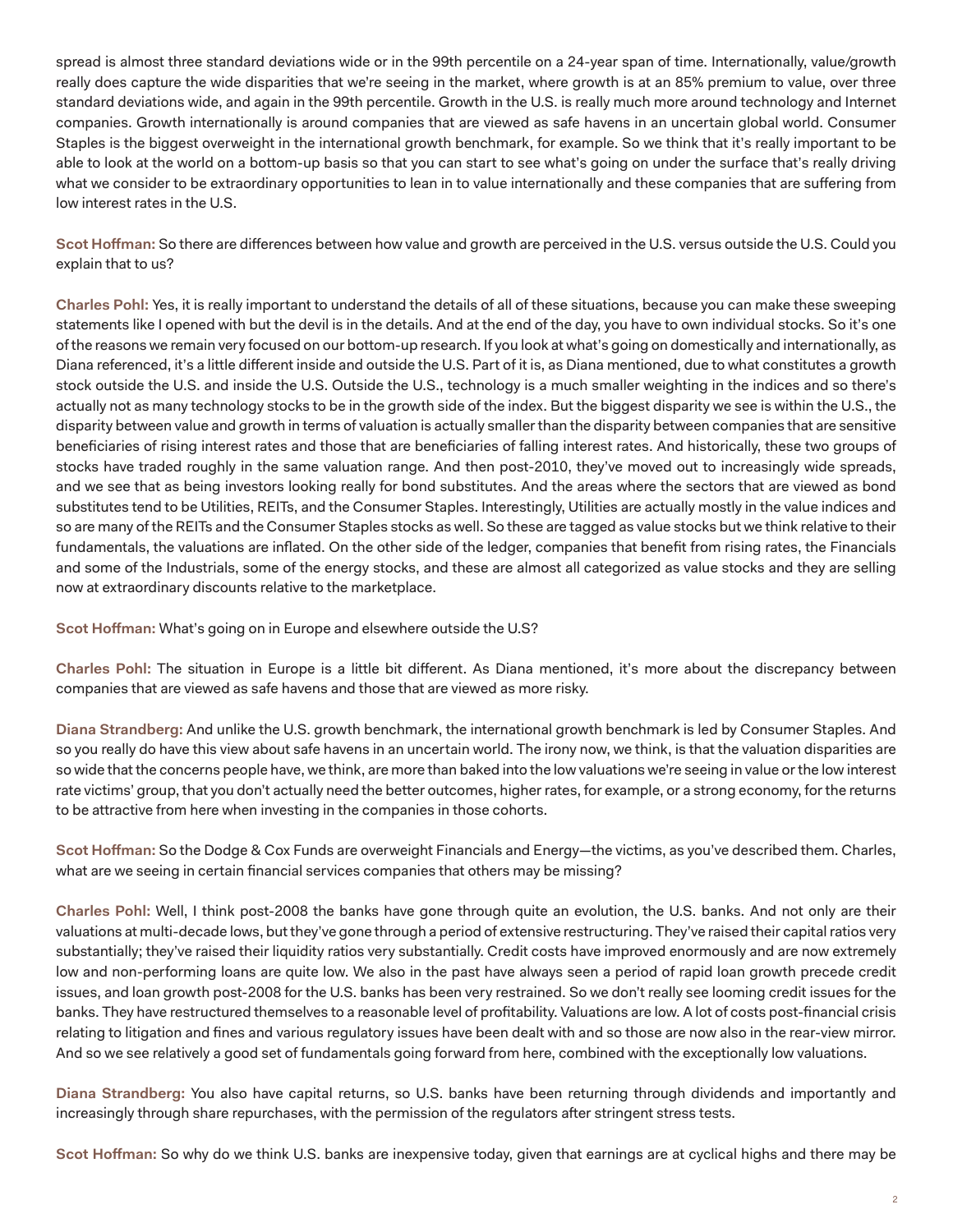spread is almost three standard deviations wide or in the 99th percentile on a 24-year span of time. Internationally, value/growth really does capture the wide disparities that we're seeing in the market, where growth is at an 85% premium to value, over three standard deviations wide, and again in the 99th percentile. Growth in the U.S. is really much more around technology and Internet companies. Growth internationally is around companies that are viewed as safe havens in an uncertain global world. Consumer Staples is the biggest overweight in the international growth benchmark, for example. So we think that it's really important to be able to look at the world on a bottom-up basis so that you can start to see what's going on under the surface that's really driving what we consider to be extraordinary opportunities to lean in to value internationally and these companies that are suffering from low interest rates in the U.S.

**Scot Hoffman:** So there are differences between how value and growth are perceived in the U.S. versus outside the U.S. Could you explain that to us?

**Charles Pohl:** Yes, it is really important to understand the details of all of these situations, because you can make these sweeping statements like I opened with but the devil is in the details. And at the end of the day, you have to own individual stocks. So it's one of the reasons we remain very focused on our bottom-up research. If you look at what's going on domestically and internationally, as Diana referenced, it's a little different inside and outside the U.S. Part of it is, as Diana mentioned, due to what constitutes a growth stock outside the U.S. and inside the U.S. Outside the U.S., technology is a much smaller weighting in the indices and so there's actually not as many technology stocks to be in the growth side of the index. But the biggest disparity we see is within the U.S., the disparity between value and growth in terms of valuation is actually smaller than the disparity between companies that are sensitive beneficiaries of rising interest rates and those that are beneficiaries of falling interest rates. And historically, these two groups of stocks have traded roughly in the same valuation range. And then post-2010, they've moved out to increasingly wide spreads, and we see that as being investors looking really for bond substitutes. And the areas where the sectors that are viewed as bond substitutes tend to be Utilities, REITs, and the Consumer Staples. Interestingly, Utilities are actually mostly in the value indices and so are many of the REITs and the Consumer Staples stocks as well. So these are tagged as value stocks but we think relative to their fundamentals, the valuations are inflated. On the other side of the ledger, companies that benefit from rising rates, the Financials and some of the Industrials, some of the energy stocks, and these are almost all categorized as value stocks and they are selling now at extraordinary discounts relative to the marketplace.

**Scot Hoffman:** What's going on in Europe and elsewhere outside the U.S?

**Charles Pohl:** The situation in Europe is a little bit different. As Diana mentioned, it's more about the discrepancy between companies that are viewed as safe havens and those that are viewed as more risky.

**Diana Strandberg:** And unlike the U.S. growth benchmark, the international growth benchmark is led by Consumer Staples. And so you really do have this view about safe havens in an uncertain world. The irony now, we think, is that the valuation disparities are so wide that the concerns people have, we think, are more than baked into the low valuations we're seeing in value or the low interest rate victims' group, that you don't actually need the better outcomes, higher rates, for example, or a strong economy, for the returns to be attractive from here when investing in the companies in those cohorts.

**Scot Hoffman:** So the Dodge & Cox Funds are overweight Financials and Energy—the victims, as you've described them. Charles, what are we seeing in certain financial services companies that others may be missing?

**Charles Pohl:** Well, I think post-2008 the banks have gone through quite an evolution, the U.S. banks. And not only are their valuations at multi-decade lows, but they've gone through a period of extensive restructuring. They've raised their capital ratios very substantially; they've raised their liquidity ratios very substantially. Credit costs have improved enormously and are now extremely low and non-performing loans are quite low. We also in the past have always seen a period of rapid loan growth precede credit issues, and loan growth post-2008 for the U.S. banks has been very restrained. So we don't really see looming credit issues for the banks. They have restructured themselves to a reasonable level of profitability. Valuations are low. A lot of costs post-financial crisis relating to litigation and fines and various regulatory issues have been dealt with and so those are now also in the rear-view mirror. And so we see relatively a good set of fundamentals going forward from here, combined with the exceptionally low valuations.

**Diana Strandberg:** You also have capital returns, so U.S. banks have been returning through dividends and importantly and increasingly through share repurchases, with the permission of the regulators after stringent stress tests.

**Scot Hoffman:** So why do we think U.S. banks are inexpensive today, given that earnings are at cyclical highs and there may be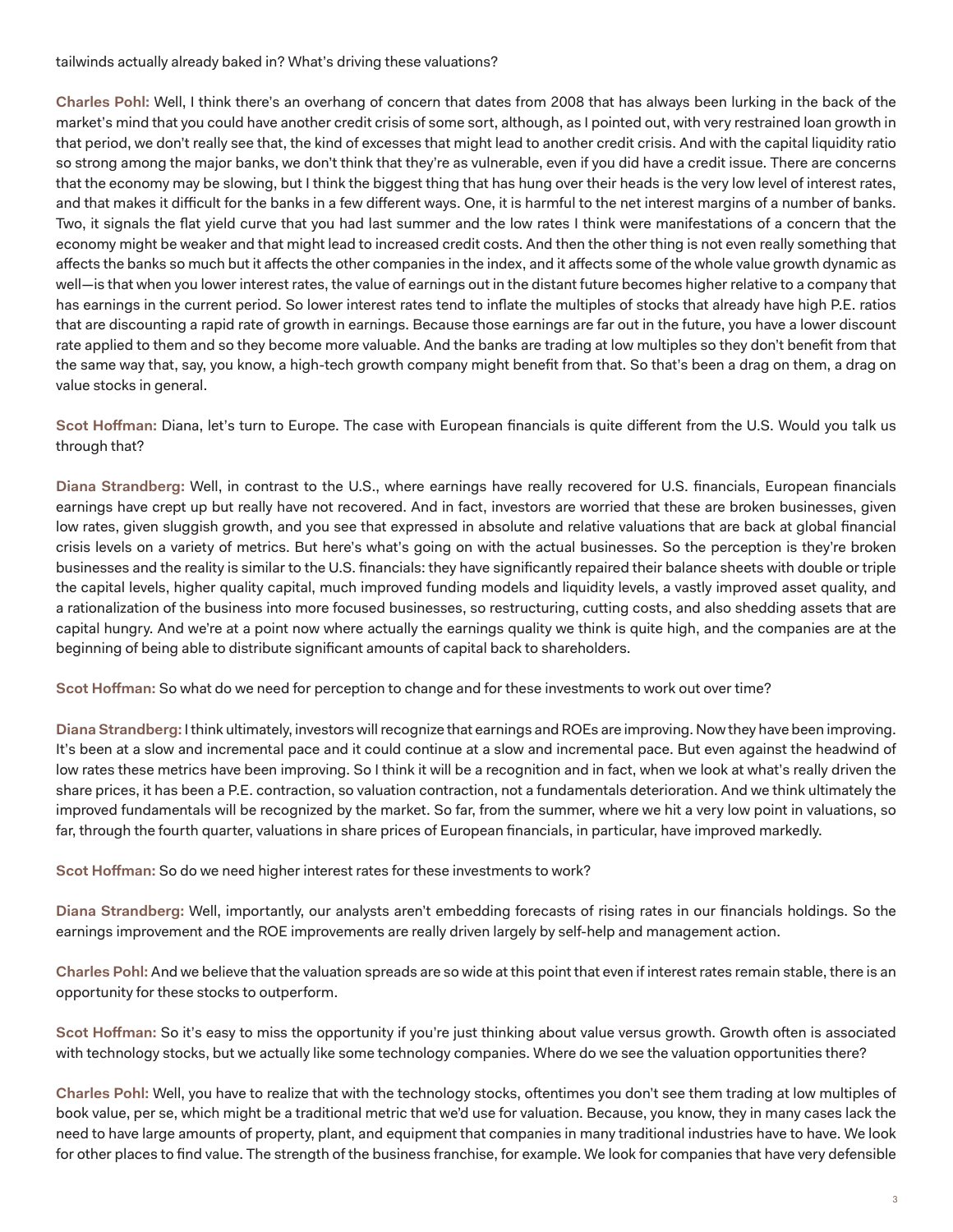tailwinds actually already baked in? What's driving these valuations?

**Charles Pohl:** Well, I think there's an overhang of concern that dates from 2008 that has always been lurking in the back of the market's mind that you could have another credit crisis of some sort, although, as I pointed out, with very restrained loan growth in that period, we don't really see that, the kind of excesses that might lead to another credit crisis. And with the capital liquidity ratio so strong among the major banks, we don't think that they're as vulnerable, even if you did have a credit issue. There are concerns that the economy may be slowing, but I think the biggest thing that has hung over their heads is the very low level of interest rates, and that makes it difficult for the banks in a few different ways. One, it is harmful to the net interest margins of a number of banks. Two, it signals the flat yield curve that you had last summer and the low rates I think were manifestations of a concern that the economy might be weaker and that might lead to increased credit costs. And then the other thing is not even really something that affects the banks so much but it affects the other companies in the index, and it affects some of the whole value growth dynamic as well—is that when you lower interest rates, the value of earnings out in the distant future becomes higher relative to a company that has earnings in the current period. So lower interest rates tend to inflate the multiples of stocks that already have high P.E. ratios that are discounting a rapid rate of growth in earnings. Because those earnings are far out in the future, you have a lower discount rate applied to them and so they become more valuable. And the banks are trading at low multiples so they don't benefit from that the same way that, say, you know, a high-tech growth company might benefit from that. So that's been a drag on them, a drag on value stocks in general.

**Scot Hoffman:** Diana, let's turn to Europe. The case with European financials is quite different from the U.S. Would you talk us through that?

**Diana Strandberg:** Well, in contrast to the U.S., where earnings have really recovered for U.S. financials, European financials earnings have crept up but really have not recovered. And in fact, investors are worried that these are broken businesses, given low rates, given sluggish growth, and you see that expressed in absolute and relative valuations that are back at global financial crisis levels on a variety of metrics. But here's what's going on with the actual businesses. So the perception is they're broken businesses and the reality is similar to the U.S. financials: they have significantly repaired their balance sheets with double or triple the capital levels, higher quality capital, much improved funding models and liquidity levels, a vastly improved asset quality, and a rationalization of the business into more focused businesses, so restructuring, cutting costs, and also shedding assets that are capital hungry. And we're at a point now where actually the earnings quality we think is quite high, and the companies are at the beginning of being able to distribute significant amounts of capital back to shareholders.

**Scot Hoffman:** So what do we need for perception to change and for these investments to work out over time?

**Diana Strandberg:** I think ultimately, investors will recognize that earnings and ROEs are improving. Now they have been improving. It's been at a slow and incremental pace and it could continue at a slow and incremental pace. But even against the headwind of low rates these metrics have been improving. So I think it will be a recognition and in fact, when we look at what's really driven the share prices, it has been a P.E. contraction, so valuation contraction, not a fundamentals deterioration. And we think ultimately the improved fundamentals will be recognized by the market. So far, from the summer, where we hit a very low point in valuations, so far, through the fourth quarter, valuations in share prices of European financials, in particular, have improved markedly.

**Scot Hoffman:** So do we need higher interest rates for these investments to work?

**Diana Strandberg:** Well, importantly, our analysts aren't embedding forecasts of rising rates in our financials holdings. So the earnings improvement and the ROE improvements are really driven largely by self-help and management action.

**Charles Pohl:** And we believe that the valuation spreads are so wide at this point that even if interest rates remain stable, there is an opportunity for these stocks to outperform.

**Scot Hoffman:** So it's easy to miss the opportunity if you're just thinking about value versus growth. Growth often is associated with technology stocks, but we actually like some technology companies. Where do we see the valuation opportunities there?

**Charles Pohl:** Well, you have to realize that with the technology stocks, oftentimes you don't see them trading at low multiples of book value, per se, which might be a traditional metric that we'd use for valuation. Because, you know, they in many cases lack the need to have large amounts of property, plant, and equipment that companies in many traditional industries have to have. We look for other places to find value. The strength of the business franchise, for example. We look for companies that have very defensible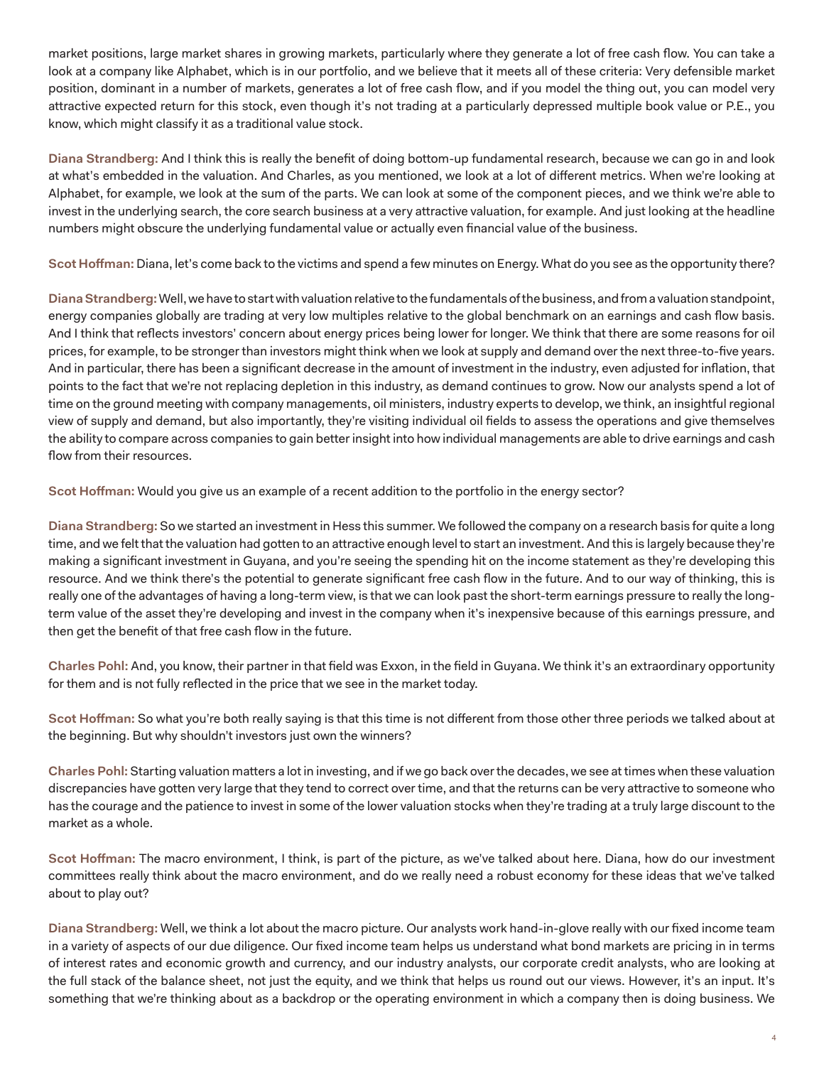market positions, large market shares in growing markets, particularly where they generate a lot of free cash flow. You can take a look at a company like Alphabet, which is in our portfolio, and we believe that it meets all of these criteria: Very defensible market position, dominant in a number of markets, generates a lot of free cash flow, and if you model the thing out, you can model very attractive expected return for this stock, even though it's not trading at a particularly depressed multiple book value or P.E., you know, which might classify it as a traditional value stock.

**Diana Strandberg:** And I think this is really the benefit of doing bottom-up fundamental research, because we can go in and look at what's embedded in the valuation. And Charles, as you mentioned, we look at a lot of different metrics. When we're looking at Alphabet, for example, we look at the sum of the parts. We can look at some of the component pieces, and we think we're able to invest in the underlying search, the core search business at a very attractive valuation, for example. And just looking at the headline numbers might obscure the underlying fundamental value or actually even financial value of the business.

**Scot Hoffman:** Diana, let's come back to the victims and spend a few minutes on Energy. What do you see as the opportunity there?

**Diana Strandberg:** Well, we have to start with valuation relative to the fundamentals of the business, and from a valuation standpoint, energy companies globally are trading at very low multiples relative to the global benchmark on an earnings and cash flow basis. And I think that reflects investors' concern about energy prices being lower for longer. We think that there are some reasons for oil prices, for example, to be stronger than investors might think when we look at supply and demand over the next three-to-five years. And in particular, there has been a significant decrease in the amount of investment in the industry, even adjusted for inflation, that points to the fact that we're not replacing depletion in this industry, as demand continues to grow. Now our analysts spend a lot of time on the ground meeting with company managements, oil ministers, industry experts to develop, we think, an insightful regional view of supply and demand, but also importantly, they're visiting individual oil fields to assess the operations and give themselves the ability to compare across companies to gain better insight into how individual managements are able to drive earnings and cash flow from their resources.

**Scot Hoffman:** Would you give us an example of a recent addition to the portfolio in the energy sector?

**Diana Strandberg:** So we started an investment in Hess this summer. We followed the company on a research basis for quite a long time, and we felt that the valuation had gotten to an attractive enough level to start an investment. And this is largely because they're making a significant investment in Guyana, and you're seeing the spending hit on the income statement as they're developing this resource. And we think there's the potential to generate significant free cash flow in the future. And to our way of thinking, this is really one of the advantages of having a long-term view, is that we can look past the short-term earnings pressure to really the long-term value of the asset they're developing and invest in the company when it's inexpensive because of this earnings pressure, and then get the benefit of that free cash flow in the future.

**Charles Pohl:** And, you know, their partner in that field was Exxon, in the field in Guyana. We think it's an extraordinary opportunity for them and is not fully reflected in the price that we see in the market today.

**Scot Hoffman:** So what you're both really saying is that this time is not different from those other three periods we talked about at the beginning. But why shouldn't investors just own the winners?

**Charles Pohl:** Starting valuation matters a lot in investing, and if we go back over the decades, we see at times when these valuation discrepancies have gotten very large that they tend to correct over time, and that the returns can be very attractive to someone who has the courage and the patience to invest in some of the lower valuation stocks when they're trading at a truly large discount to the market as a whole.

**Scot Hoffman:** The macro environment, I think, is part of the picture, as we've talked about here. Diana, how do our investment committees really think about the macro environment, and do we really need a robust economy for these ideas that we've talked about to play out?

**Diana Strandberg:** Well, we think a lot about the macro picture. Our analysts work hand-in-glove really with our fixed income team in a variety of aspects of our due diligence. Our fixed income team helps us understand what bond markets are pricing in in terms of interest rates and economic growth and currency, and our industry analysts, our corporate credit analysts, who are looking at the full stack of the balance sheet, not just the equity, and we think that helps us round out our views. However, it's an input. It's something that we're thinking about as a backdrop or the operating environment in which a company then is doing business. We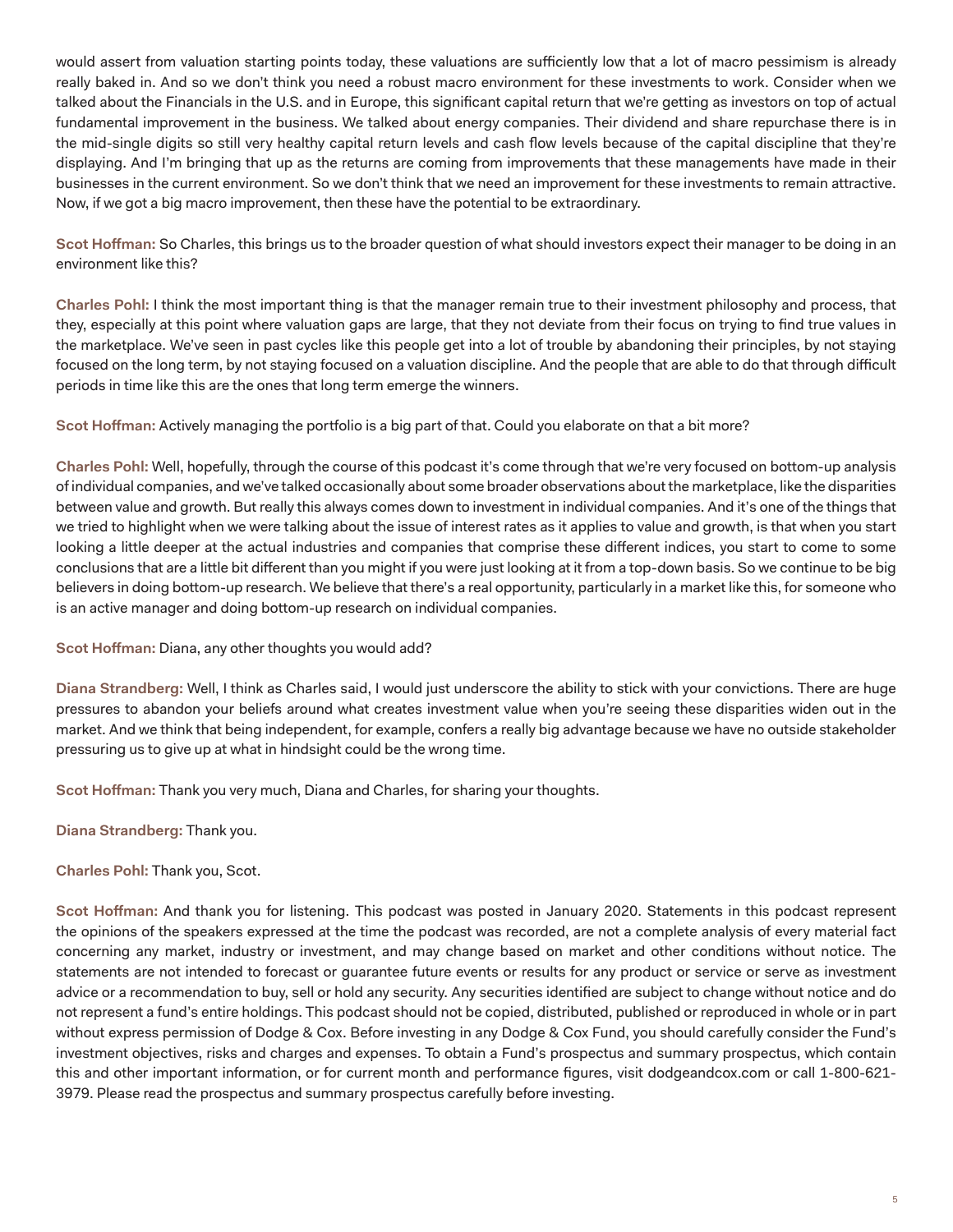would assert from valuation starting points today, these valuations are sufficiently low that a lot of macro pessimism is already really baked in. And so we don't think you need a robust macro environment for these investments to work. Consider when we talked about the Financials in the U.S. and in Europe, this significant capital return that we're getting as investors on top of actual fundamental improvement in the business. We talked about energy companies. Their dividend and share repurchase there is in the mid-single digits so still very healthy capital return levels and cash flow levels because of the capital discipline that they're displaying. And I'm bringing that up as the returns are coming from improvements that these managements have made in their businesses in the current environment. So we don't think that we need an improvement for these investments to remain attractive. Now, if we got a big macro improvement, then these have the potential to be extraordinary.

**Scot Hoffman:** So Charles, this brings us to the broader question of what should investors expect their manager to be doing in an environment like this?

**Charles Pohl:** I think the most important thing is that the manager remain true to their investment philosophy and process, that they, especially at this point where valuation gaps are large, that they not deviate from their focus on trying to find true values in the marketplace. We've seen in past cycles like this people get into a lot of trouble by abandoning their principles, by not staying focused on the long term, by not staying focused on a valuation discipline. And the people that are able to do that through difficult periods in time like this are the ones that long term emerge the winners.

**Scot Hoffman:** Actively managing the portfolio is a big part of that. Could you elaborate on that a bit more?

**Charles Pohl:** Well, hopefully, through the course of this podcast it's come through that we're very focused on bottom-up analysis of individual companies, and we've talked occasionally about some broader observations about the marketplace, like the disparities between value and growth. But really this always comes down to investment in individual companies. And it's one of the things that we tried to highlight when we were talking about the issue of interest rates as it applies to value and growth, is that when you start looking a little deeper at the actual industries and companies that comprise these different indices, you start to come to some conclusions that are a little bit different than you might if you were just looking at it from a top-down basis. So we continue to be big believers in doing bottom-up research. We believe that there's a real opportunity, particularly in a market like this, for someone who is an active manager and doing bottom-up research on individual companies.

**Scot Hoffman:** Diana, any other thoughts you would add?

**Diana Strandberg:** Well, I think as Charles said, I would just underscore the ability to stick with your convictions. There are huge pressures to abandon your beliefs around what creates investment value when you're seeing these disparities widen out in the market. And we think that being independent, for example, confers a really big advantage because we have no outside stakeholder pressuring us to give up at what in hindsight could be the wrong time.

**Scot Hoffman:** Thank you very much, Diana and Charles, for sharing your thoughts.

**Diana Strandberg:** Thank you.

**Charles Pohl:** Thank you, Scot.

**Scot Hoffman:** And thank you for listening. This podcast was posted in January 2020. Statements in this podcast represent the opinions of the speakers expressed at the time the podcast was recorded, are not a complete analysis of every material fact concerning any market, industry or investment, and may change based on market and other conditions without notice. The statements are not intended to forecast or guarantee future events or results for any product or service or serve as investment advice or a recommendation to buy, sell or hold any security. Any securities identified are subject to change without notice and do not represent a fund's entire holdings. This podcast should not be copied, distributed, published or reproduced in whole or in part without express permission of Dodge & Cox. Before investing in any Dodge & Cox Fund, you should carefully consider the Fund's investment objectives, risks and charges and expenses. To obtain a Fund's prospectus and summary prospectus, which contain this and other important information, or for current month and performance figures, visit dodgeandcox.com or call 1-800-621-3979. Please read the prospectus and summary prospectus carefully before investing.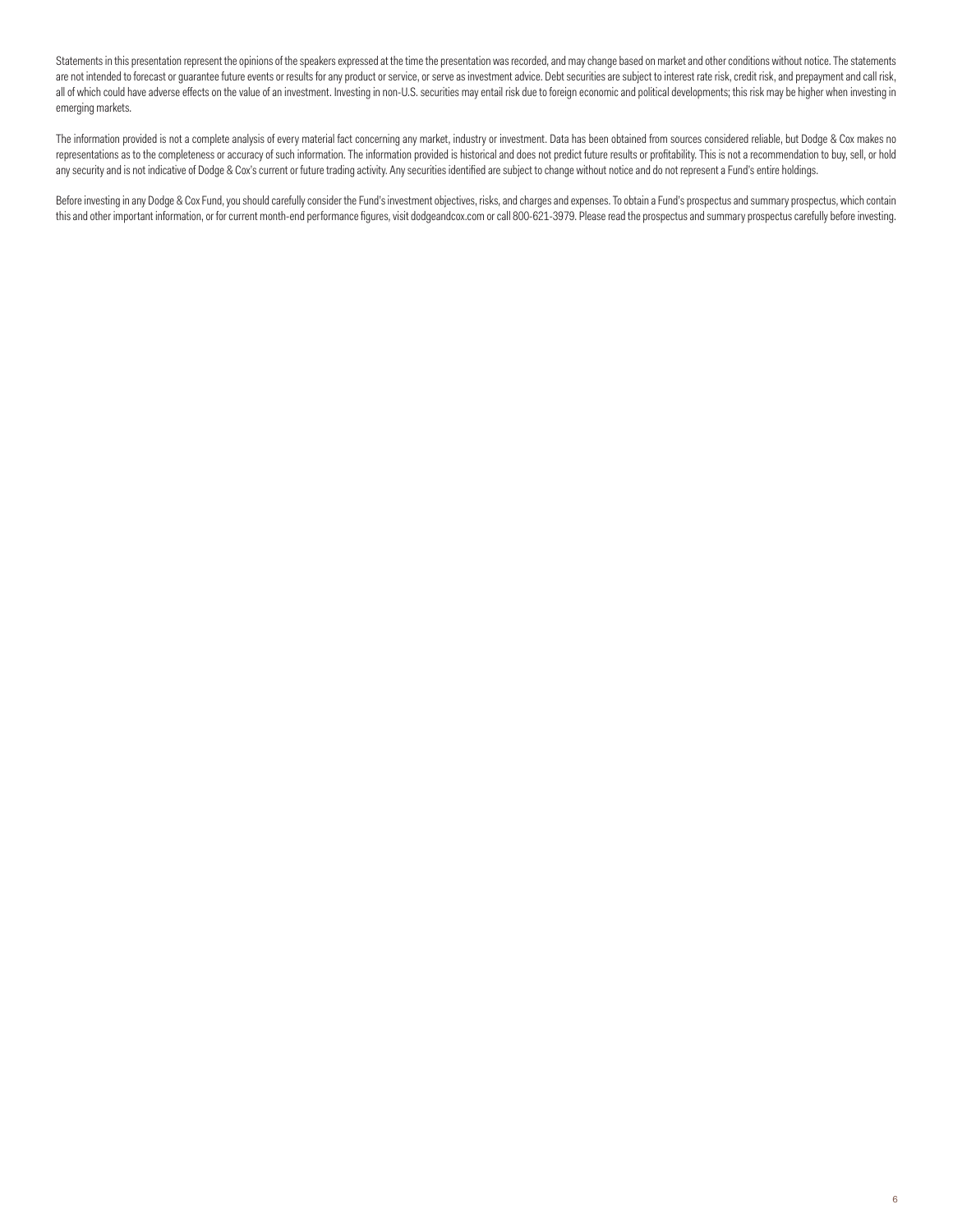Statements in this presentation represent the opinions of the speakers expressed at the time the presentation was recorded, and may change based on market and other conditions without notice. The statements are not intended to forecast or guarantee future events or results for any product or service, or serve as investment advice. Debt securities are subject to interest rate risk, credit risk, and prepayment and call risk, all of which could have adverse effects on the value of an investment. Investing in non-U.S. securities may entail risk due to foreign economic and political developments; this risk may be higher when investing in emerging markets.

The information provided is not a complete analysis of every material fact concerning any market, industry or investment. Data has been obtained from sources considered reliable, but Dodge & Cox makes no representations as to the completeness or accuracy of such information. The information provided is historical and does not predict future results or profitability. This is not a recommendation to buy, sell, or hold any security and is not indicative of Dodge & Cox's current or future trading activity. Any securities identified are subject to change without notice and do not represent a Fund's entire holdings.

Before investing in any Dodge & Cox Fund, you should carefully consider the Fund's investment objectives, risks, and charges and expenses. To obtain a Fund's prospectus and summary prospectus, which contain this and other important information, or for current month-end performance figures, visit dodgeandcox.com or call 800-621-3979. Please read the prospectus and summary prospectus carefully before investing.